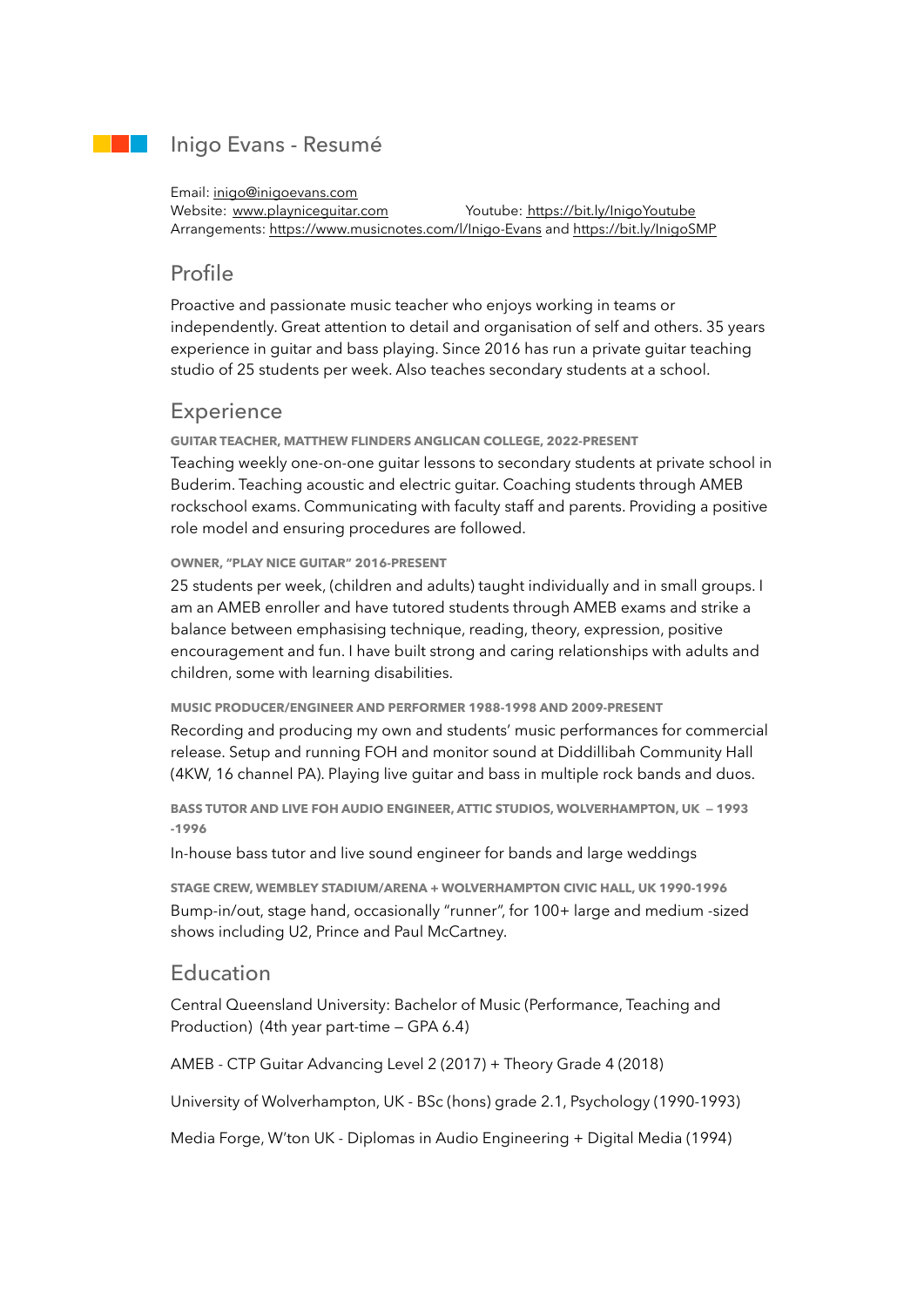# Inigo Evans - Resumé

Email: inigo@inigoevans.com
Website: www.playniceguitar.com Youtube: https://bit.ly/InigoYoutube
Arrangements: https://www.musicnotes.com/l/Inigo-Evans and https://bit.ly/InigoSMP

## Profile

Proactive and passionate music teacher who enjoys working in teams or independently. Great attention to detail and organisation of self and others. 35 years experience in guitar and bass playing. Since 2016 has run a private guitar teaching studio of 25 students per week. Also teaches secondary students at a school.

## Experience

**GUITAR TEACHER, MATTHEW FLINDERS ANGLICAN COLLEGE, 2022-PRESENT**

Teaching weekly one-on-one guitar lessons to secondary students at private school in Buderim. Teaching acoustic and electric guitar. Coaching students through AMEB rockschool exams. Communicating with faculty staff and parents. Providing a positive role model and ensuring procedures are followed.

**OWNER, "PLAY NICE GUITAR" 2016-PRESENT**

25 students per week, (children and adults) taught individually and in small groups. I am an AMEB enroller and have tutored students through AMEB exams and strike a balance between emphasising technique, reading, theory, expression, positive encouragement and fun. I have built strong and caring relationships with adults and children, some with learning disabilities.

**MUSIC PRODUCER/ENGINEER AND PERFORMER 1988-1998 AND 2009-PRESENT**

Recording and producing my own and students' music performances for commercial release. Setup and running FOH and monitor sound at Diddillibah Community Hall (4KW, 16 channel PA). Playing live guitar and bass in multiple rock bands and duos.

**BASS TUTOR AND LIVE FOH AUDIO ENGINEER, ATTIC STUDIOS, WOLVERHAMPTON, UK – 1993 -1996**

In-house bass tutor and live sound engineer for bands and large weddings

**STAGE CREW, WEMBLEY STADIUM/ARENA + WOLVERHAMPTON CIVIC HALL, UK 1990-1996**

Bump-in/out, stage hand, occasionally "runner", for 100+ large and medium -sized shows including U2, Prince and Paul McCartney.

## Education

Central Queensland University: Bachelor of Music (Performance, Teaching and Production) (4th year part-time – GPA 6.4)

AMEB - CTP Guitar Advancing Level 2 (2017) + Theory Grade 4 (2018)

University of Wolverhampton, UK - BSc (hons) grade 2.1, Psychology (1990-1993)

Media Forge, W'ton UK - Diplomas in Audio Engineering + Digital Media (1994)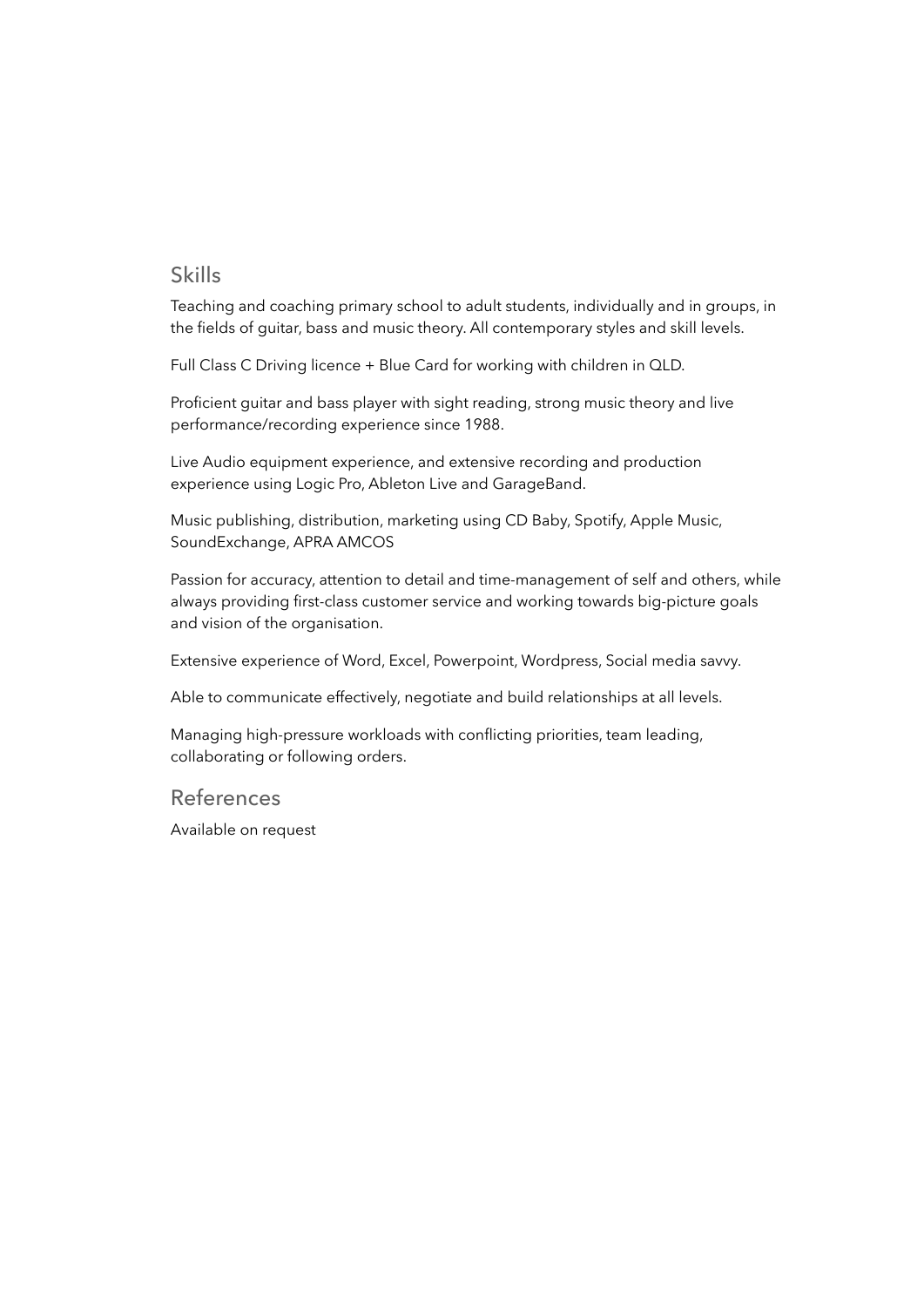## Skills

Teaching and coaching primary school to adult students, individually and in groups, in the fields of guitar, bass and music theory. All contemporary styles and skill levels.

Full Class C Driving licence + Blue Card for working with children in QLD.

Proficient guitar and bass player with sight reading, strong music theory and live performance/recording experience since 1988.

Live Audio equipment experience, and extensive recording and production experience using Logic Pro, Ableton Live and GarageBand.

Music publishing, distribution, marketing using CD Baby, Spotify, Apple Music, SoundExchange, APRA AMCOS

Passion for accuracy, attention to detail and time-management of self and others, while always providing first-class customer service and working towards big-picture goals and vision of the organisation.

Extensive experience of Word, Excel, Powerpoint, Wordpress, Social media savvy.

Able to communicate effectively, negotiate and build relationships at all levels.

Managing high-pressure workloads with conflicting priorities, team leading, collaborating or following orders.

## References

Available on request